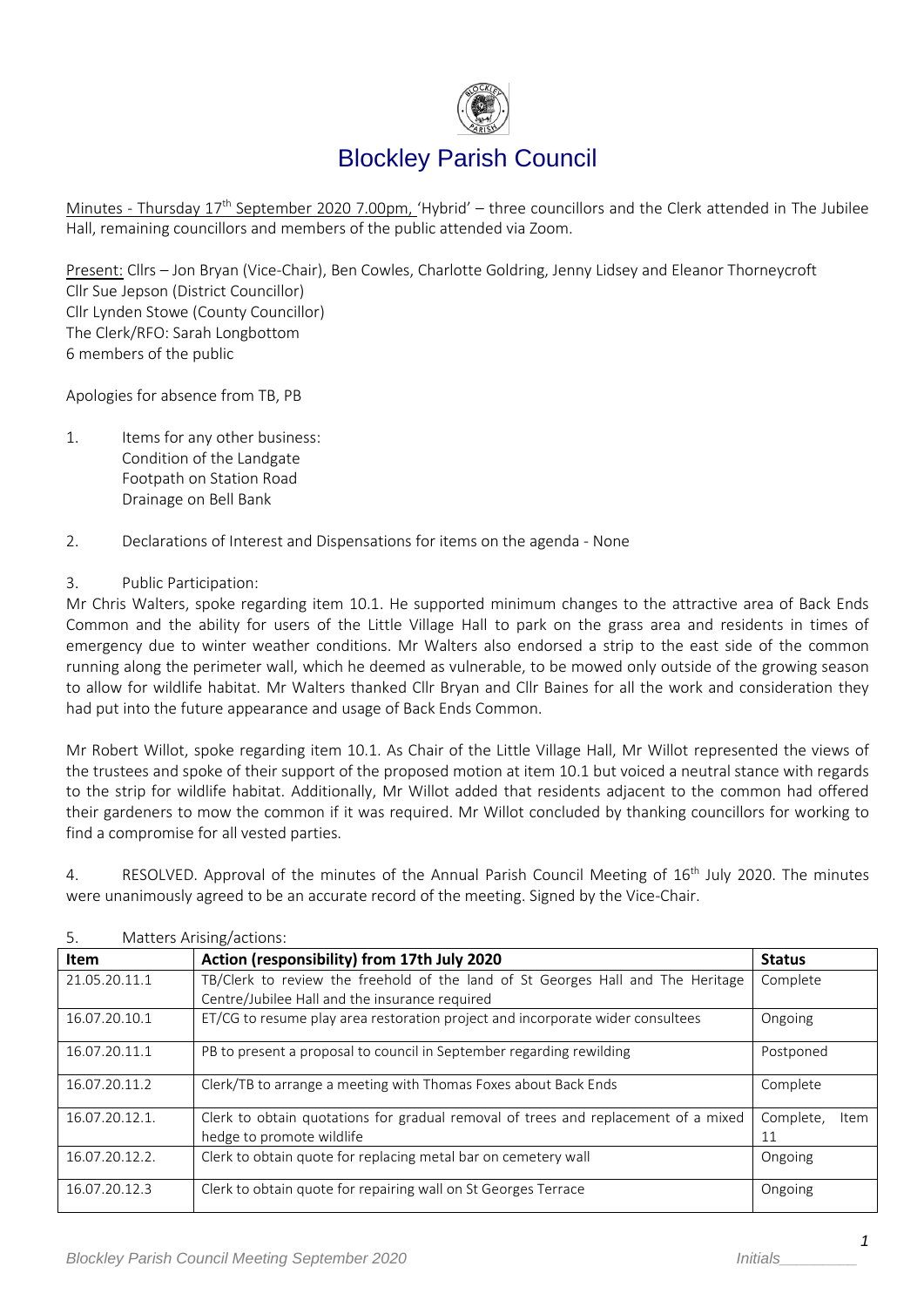# Blockley Parish Council

Minutes - Thursday 17th September 2020 7.00pm, 'Hybrid' – three councillors and the Clerk attended in The Jubilee Hall, remaining councillors and members of the public attended via Zoom.

Present: Cllrs – Jon Bryan (Vice-Chair), Ben Cowles, Charlotte Goldring, Jenny Lidsey and Eleanor Thorneycroft
Cllr Sue Jepson (District Councillor)
Cllr Lynden Stowe (County Councillor)
The Clerk/RFO: Sarah Longbottom
6 members of the public

Apologies for absence from TB, PB

1. Items for any other business:
   Condition of the Landgate
   Footpath on Station Road
   Drainage on Bell Bank

2. Declarations of Interest and Dispensations for items on the agenda - None

3. Public Participation:

Mr Chris Walters, spoke regarding item 10.1. He supported minimum changes to the attractive area of Back Ends Common and the ability for users of the Little Village Hall to park on the grass area and residents in times of emergency due to winter weather conditions. Mr Walters also endorsed a strip to the east side of the common running along the perimeter wall, which he deemed as vulnerable, to be mowed only outside of the growing season to allow for wildlife habitat. Mr Walters thanked Cllr Bryan and Cllr Baines for all the work and consideration they had put into the future appearance and usage of Back Ends Common.

Mr Robert Willot, spoke regarding item 10.1. As Chair of the Little Village Hall, Mr Willot represented the views of the trustees and spoke of their support of the proposed motion at item 10.1 but voiced a neutral stance with regards to the strip for wildlife habitat. Additionally, Mr Willot added that residents adjacent to the common had offered their gardeners to mow the common if it was required. Mr Willot concluded by thanking councillors for working to find a compromise for all vested parties.

4. RESOLVED. Approval of the minutes of the Annual Parish Council Meeting of 16th July 2020. The minutes were unanimously agreed to be an accurate record of the meeting. Signed by the Vice-Chair.

5. Matters Arising/actions:

| Item | Action (responsibility) from 17th July 2020 | Status |
|---|---|---|
| 21.05.20.11.1 | TB/Clerk to review the freehold of the land of St Georges Hall and The Heritage Centre/Jubilee Hall and the insurance required | Complete |
| 16.07.20.10.1 | ET/CG to resume play area restoration project and incorporate wider consultees | Ongoing |
| 16.07.20.11.1 | PB to present a proposal to council in September regarding rewilding | Postponed |
| 16.07.20.11.2 | Clerk/TB to arrange a meeting with Thomas Foxes about Back Ends | Complete |
| 16.07.20.12.1. | Clerk to obtain quotations for gradual removal of trees and replacement of a mixed hedge to promote wildlife | Complete, Item 11 |
| 16.07.20.12.2. | Clerk to obtain quote for replacing metal bar on cemetery wall | Ongoing |
| 16.07.20.12.3 | Clerk to obtain quote for repairing wall on St Georges Terrace | Ongoing |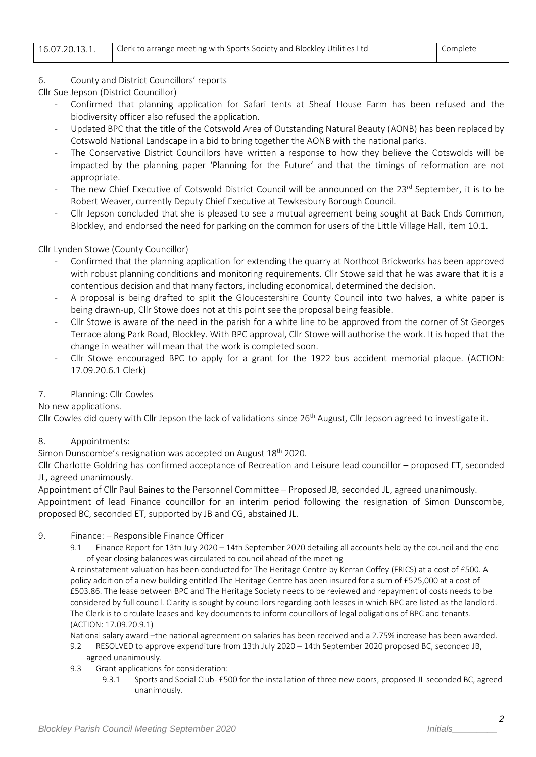| 16.07.20.13.1. | Clerk to arrange meeting with Sports Society and Blockley Utilities Ltd | Complete |
|---|---|---|

6. County and District Councillors' reports

Cllr Sue Jepson (District Councillor)

- Confirmed that planning application for Safari tents at Sheaf House Farm has been refused and the biodiversity officer also refused the application.
- Updated BPC that the title of the Cotswold Area of Outstanding Natural Beauty (AONB) has been replaced by Cotswold National Landscape in a bid to bring together the AONB with the national parks.
- The Conservative District Councillors have written a response to how they believe the Cotswolds will be impacted by the planning paper 'Planning for the Future' and that the timings of reformation are not appropriate.
- The new Chief Executive of Cotswold District Council will be announced on the 23rd September, it is to be Robert Weaver, currently Deputy Chief Executive at Tewkesbury Borough Council.
- Cllr Jepson concluded that she is pleased to see a mutual agreement being sought at Back Ends Common, Blockley, and endorsed the need for parking on the common for users of the Little Village Hall, item 10.1.

Cllr Lynden Stowe (County Councillor)

- Confirmed that the planning application for extending the quarry at Northcot Brickworks has been approved with robust planning conditions and monitoring requirements. Cllr Stowe said that he was aware that it is a contentious decision and that many factors, including economical, determined the decision.
- A proposal is being drafted to split the Gloucestershire County Council into two halves, a white paper is being drawn-up, Cllr Stowe does not at this point see the proposal being feasible.
- Cllr Stowe is aware of the need in the parish for a white line to be approved from the corner of St Georges Terrace along Park Road, Blockley. With BPC approval, Cllr Stowe will authorise the work. It is hoped that the change in weather will mean that the work is completed soon.
- Cllr Stowe encouraged BPC to apply for a grant for the 1922 bus accident memorial plaque. (ACTION: 17.09.20.6.1 Clerk)

7. Planning: Cllr Cowles

No new applications.

Cllr Cowles did query with Cllr Jepson the lack of validations since 26th August, Cllr Jepson agreed to investigate it.

8. Appointments:

Simon Dunscombe's resignation was accepted on August 18th 2020.

Cllr Charlotte Goldring has confirmed acceptance of Recreation and Leisure lead councillor – proposed ET, seconded JL, agreed unanimously.

Appointment of Cllr Paul Baines to the Personnel Committee – Proposed JB, seconded JL, agreed unanimously.

Appointment of lead Finance councillor for an interim period following the resignation of Simon Dunscombe, proposed BC, seconded ET, supported by JB and CG, abstained JL.

9. Finance: – Responsible Finance Officer

9.1 Finance Report for 13th July 2020 – 14th September 2020 detailing all accounts held by the council and the end of year closing balances was circulated to council ahead of the meeting

A reinstatement valuation has been conducted for The Heritage Centre by Kerran Coffey (FRICS) at a cost of £500. A policy addition of a new building entitled The Heritage Centre has been insured for a sum of £525,000 at a cost of £503.86. The lease between BPC and The Heritage Society needs to be reviewed and repayment of costs needs to be considered by full council. Clarity is sought by councillors regarding both leases in which BPC are listed as the landlord. The Clerk is to circulate leases and key documents to inform councillors of legal obligations of BPC and tenants. (ACTION: 17.09.20.9.1)

National salary award –the national agreement on salaries has been received and a 2.75% increase has been awarded.

9.2 RESOLVED to approve expenditure from 13th July 2020 – 14th September 2020 proposed BC, seconded JB, agreed unanimously.

9.3 Grant applications for consideration:

9.3.1 Sports and Social Club- £500 for the installation of three new doors, proposed JL seconded BC, agreed unanimously.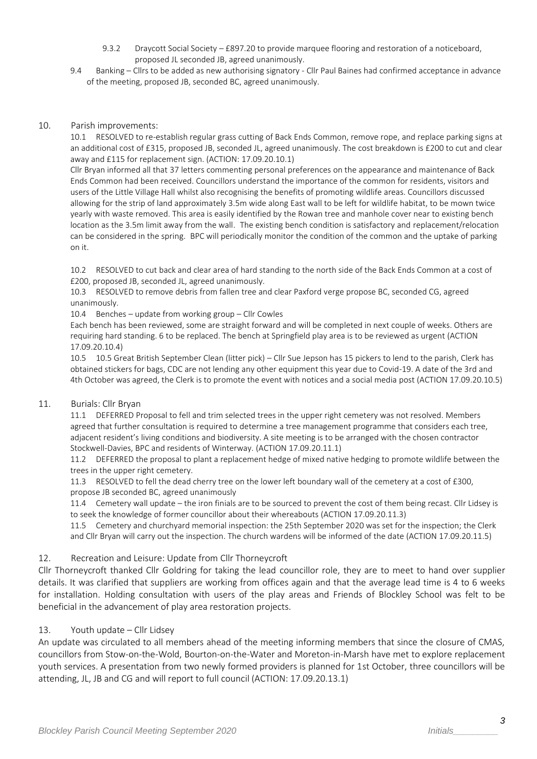9.3.2 Draycott Social Society – £897.20 to provide marquee flooring and restoration of a noticeboard, proposed JL seconded JB, agreed unanimously.

9.4 Banking – Cllrs to be added as new authorising signatory - Cllr Paul Baines had confirmed acceptance in advance of the meeting, proposed JB, seconded BC, agreed unanimously.

## 10. Parish improvements:

10.1 RESOLVED to re-establish regular grass cutting of Back Ends Common, remove rope, and replace parking signs at an additional cost of £315, proposed JB, seconded JL, agreed unanimously. The cost breakdown is £200 to cut and clear away and £115 for replacement sign. (ACTION: 17.09.20.10.1)

Cllr Bryan informed all that 37 letters commenting personal preferences on the appearance and maintenance of Back Ends Common had been received. Councillors understand the importance of the common for residents, visitors and users of the Little Village Hall whilst also recognising the benefits of promoting wildlife areas. Councillors discussed allowing for the strip of land approximately 3.5m wide along East wall to be left for wildlife habitat, to be mown twice yearly with waste removed. This area is easily identified by the Rowan tree and manhole cover near to existing bench location as the 3.5m limit away from the wall. The existing bench condition is satisfactory and replacement/relocation can be considered in the spring. BPC will periodically monitor the condition of the common and the uptake of parking on it.

10.2 RESOLVED to cut back and clear area of hard standing to the north side of the Back Ends Common at a cost of £200, proposed JB, seconded JL, agreed unanimously.

10.3 RESOLVED to remove debris from fallen tree and clear Paxford verge propose BC, seconded CG, agreed unanimously.

10.4 Benches – update from working group – Cllr Cowles

Each bench has been reviewed, some are straight forward and will be completed in next couple of weeks. Others are requiring hard standing. 6 to be replaced. The bench at Springfield play area is to be reviewed as urgent (ACTION 17.09.20.10.4)

10.5 10.5 Great British September Clean (litter pick) – Cllr Sue Jepson has 15 pickers to lend to the parish, Clerk has obtained stickers for bags, CDC are not lending any other equipment this year due to Covid-19. A date of the 3rd and 4th October was agreed, the Clerk is to promote the event with notices and a social media post (ACTION 17.09.20.10.5)

## 11. Burials: Cllr Bryan

11.1 DEFERRED Proposal to fell and trim selected trees in the upper right cemetery was not resolved. Members agreed that further consultation is required to determine a tree management programme that considers each tree, adjacent resident's living conditions and biodiversity. A site meeting is to be arranged with the chosen contractor Stockwell-Davies, BPC and residents of Winterway. (ACTION 17.09.20.11.1)

11.2 DEFERRED the proposal to plant a replacement hedge of mixed native hedging to promote wildlife between the trees in the upper right cemetery.

11.3 RESOLVED to fell the dead cherry tree on the lower left boundary wall of the cemetery at a cost of £300, propose JB seconded BC, agreed unanimously

11.4 Cemetery wall update – the iron finials are to be sourced to prevent the cost of them being recast. Cllr Lidsey is to seek the knowledge of former councillor about their whereabouts (ACTION 17.09.20.11.3)

11.5 Cemetery and churchyard memorial inspection: the 25th September 2020 was set for the inspection; the Clerk and Cllr Bryan will carry out the inspection. The church wardens will be informed of the date (ACTION 17.09.20.11.5)

## 12. Recreation and Leisure: Update from Cllr Thorneycroft

Cllr Thorneycroft thanked Cllr Goldring for taking the lead councillor role, they are to meet to hand over supplier details. It was clarified that suppliers are working from offices again and that the average lead time is 4 to 6 weeks for installation. Holding consultation with users of the play areas and Friends of Blockley School was felt to be beneficial in the advancement of play area restoration projects.

## 13. Youth update – Cllr Lidsey

An update was circulated to all members ahead of the meeting informing members that since the closure of CMAS, councillors from Stow-on-the-Wold, Bourton-on-the-Water and Moreton-in-Marsh have met to explore replacement youth services. A presentation from two newly formed providers is planned for 1st October, three councillors will be attending, JL, JB and CG and will report to full council (ACTION: 17.09.20.13.1)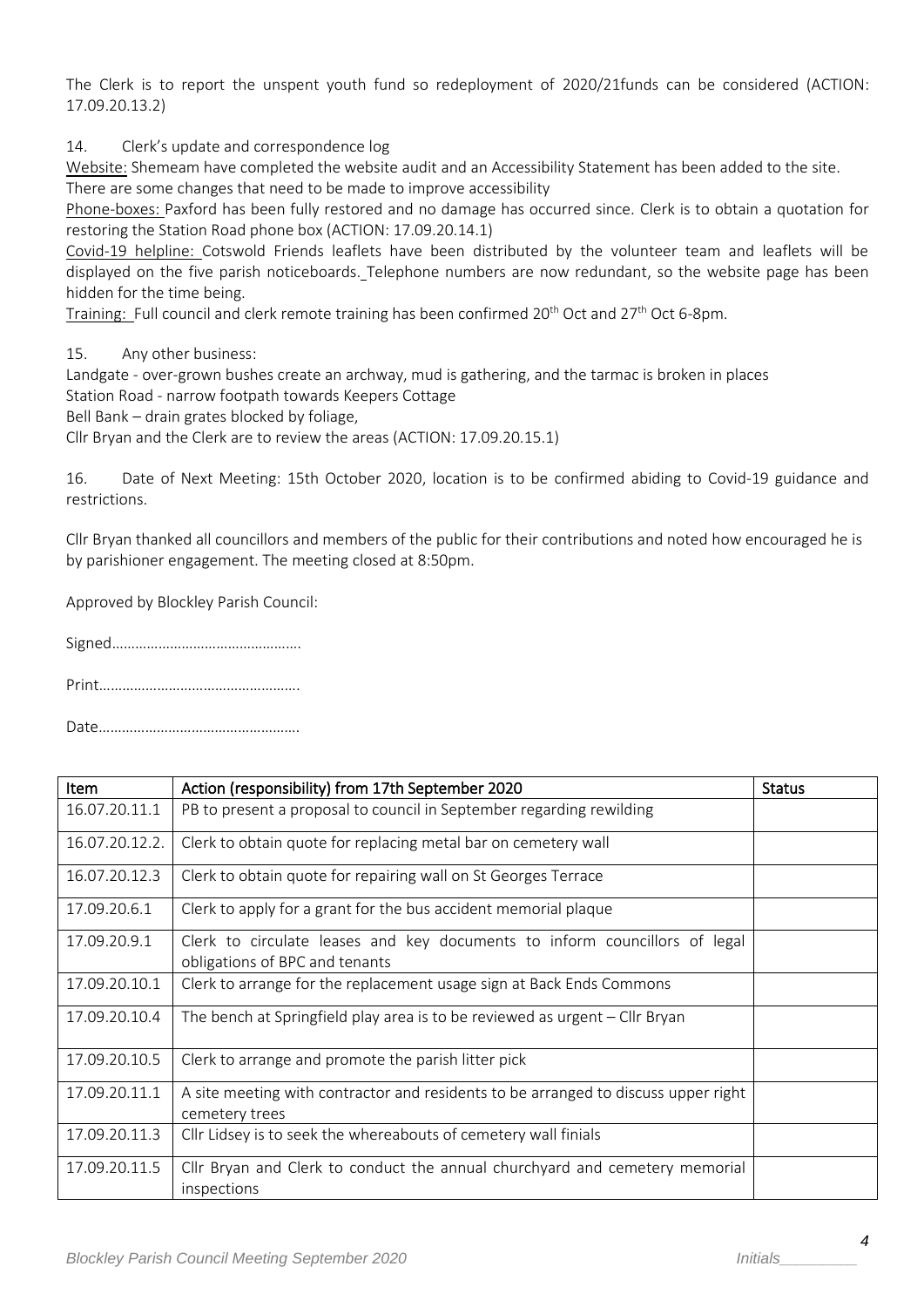The Clerk is to report the unspent youth fund so redeployment of 2020/21funds can be considered (ACTION: 17.09.20.13.2)

14. Clerk's update and correspondence log

Website: Shemeam have completed the website audit and an Accessibility Statement has been added to the site. There are some changes that need to be made to improve accessibility

Phone-boxes: Paxford has been fully restored and no damage has occurred since. Clerk is to obtain a quotation for restoring the Station Road phone box (ACTION: 17.09.20.14.1)

Covid-19 helpline: Cotswold Friends leaflets have been distributed by the volunteer team and leaflets will be displayed on the five parish noticeboards. Telephone numbers are now redundant, so the website page has been hidden for the time being.

Training: Full council and clerk remote training has been confirmed 20th Oct and 27th Oct 6-8pm.

15. Any other business:

Landgate - over-grown bushes create an archway, mud is gathering, and the tarmac is broken in places

Station Road - narrow footpath towards Keepers Cottage

Bell Bank – drain grates blocked by foliage,

Cllr Bryan and the Clerk are to review the areas (ACTION: 17.09.20.15.1)

16. Date of Next Meeting: 15th October 2020, location is to be confirmed abiding to Covid-19 guidance and restrictions.

Cllr Bryan thanked all councillors and members of the public for their contributions and noted how encouraged he is by parishioner engagement. The meeting closed at 8:50pm.

Approved by Blockley Parish Council:

Signed…………………………………………

Print……………………………………………

Date……………………………………………

| Item | Action (responsibility) from 17th September 2020 | Status |
|---|---|---|
| 16.07.20.11.1 | PB to present a proposal to council in September regarding rewilding | |
| 16.07.20.12.2. | Clerk to obtain quote for replacing metal bar on cemetery wall | |
| 16.07.20.12.3 | Clerk to obtain quote for repairing wall on St Georges Terrace | |
| 17.09.20.6.1 | Clerk to apply for a grant for the bus accident memorial plaque | |
| 17.09.20.9.1 | Clerk to circulate leases and key documents to inform councillors of legal obligations of BPC and tenants | |
| 17.09.20.10.1 | Clerk to arrange for the replacement usage sign at Back Ends Commons | |
| 17.09.20.10.4 | The bench at Springfield play area is to be reviewed as urgent – Cllr Bryan | |
| 17.09.20.10.5 | Clerk to arrange and promote the parish litter pick | |
| 17.09.20.11.1 | A site meeting with contractor and residents to be arranged to discuss upper right cemetery trees | |
| 17.09.20.11.3 | Cllr Lidsey is to seek the whereabouts of cemetery wall finials | |
| 17.09.20.11.5 | Cllr Bryan and Clerk to conduct the annual churchyard and cemetery memorial inspections | |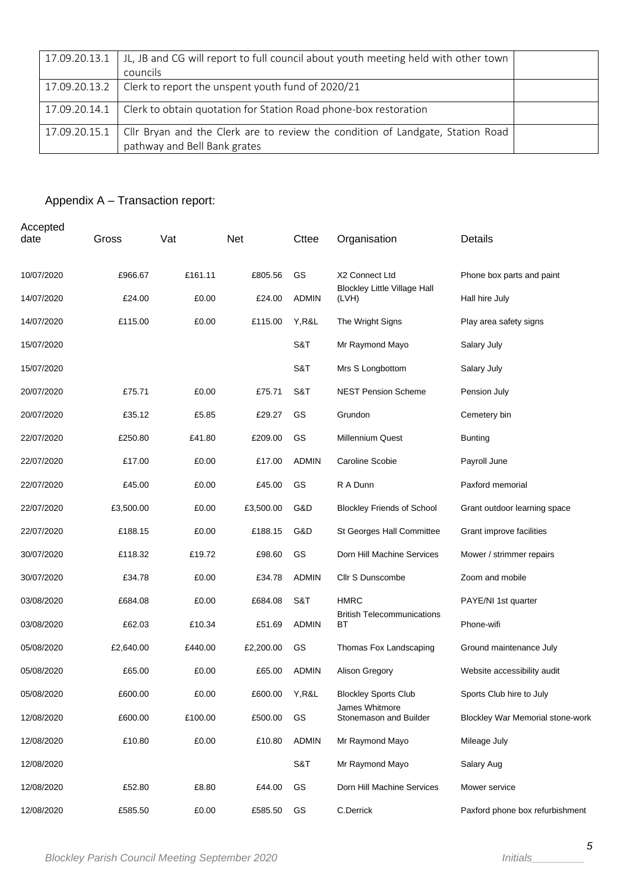| | | |
|---|---|---|
| 17.09.20.13.1 | JL, JB and CG will report to full council about youth meeting held with other town councils | |
| 17.09.20.13.2 | Clerk to report the unspent youth fund of 2020/21 | |
| 17.09.20.14.1 | Clerk to obtain quotation for Station Road phone-box restoration | |
| 17.09.20.15.1 | Cllr Bryan and the Clerk are to review the condition of Landgate, Station Road pathway and Bell Bank grates | |

## Appendix A – Transaction report:

| Accepted date | Gross | Vat | Net | Cttee | Organisation | Details |
|---|---|---|---|---|---|---|
| 10/07/2020 | £966.67 | £161.11 | £805.56 | GS | X2 Connect Ltd | Phone box parts and paint |
| 14/07/2020 | £24.00 | £0.00 | £24.00 | ADMIN | Blockley Little Village Hall (LVH) | Hall hire July |
| 14/07/2020 | £115.00 | £0.00 | £115.00 | Y,R&L | The Wright Signs | Play area safety signs |
| 15/07/2020 | | | | S&T | Mr Raymond Mayo | Salary July |
| 15/07/2020 | | | | S&T | Mrs S Longbottom | Salary July |
| 20/07/2020 | £75.71 | £0.00 | £75.71 | S&T | NEST Pension Scheme | Pension July |
| 20/07/2020 | £35.12 | £5.85 | £29.27 | GS | Grundon | Cemetery bin |
| 22/07/2020 | £250.80 | £41.80 | £209.00 | GS | Millennium Quest | Bunting |
| 22/07/2020 | £17.00 | £0.00 | £17.00 | ADMIN | Caroline Scobie | Payroll June |
| 22/07/2020 | £45.00 | £0.00 | £45.00 | GS | R A Dunn | Paxford memorial |
| 22/07/2020 | £3,500.00 | £0.00 | £3,500.00 | G&D | Blockley Friends of School | Grant outdoor learning space |
| 22/07/2020 | £188.15 | £0.00 | £188.15 | G&D | St Georges Hall Committee | Grant improve facilities |
| 30/07/2020 | £118.32 | £19.72 | £98.60 | GS | Dorn Hill Machine Services | Mower / strimmer repairs |
| 30/07/2020 | £34.78 | £0.00 | £34.78 | ADMIN | Cllr S Dunscombe | Zoom and mobile |
| 03/08/2020 | £684.08 | £0.00 | £684.08 | S&T | HMRC | PAYE/NI 1st quarter |
| 03/08/2020 | £62.03 | £10.34 | £51.69 | ADMIN | British Telecommunications BT | Phone-wifi |
| 05/08/2020 | £2,640.00 | £440.00 | £2,200.00 | GS | Thomas Fox Landscaping | Ground maintenance July |
| 05/08/2020 | £65.00 | £0.00 | £65.00 | ADMIN | Alison Gregory | Website accessibility audit |
| 05/08/2020 | £600.00 | £0.00 | £600.00 | Y,R&L | Blockley Sports Club | Sports Club hire to July |
| 12/08/2020 | £600.00 | £100.00 | £500.00 | GS | James Whitmore Stonemason and Builder | Blockley War Memorial stone-work |
| 12/08/2020 | £10.80 | £0.00 | £10.80 | ADMIN | Mr Raymond Mayo | Mileage July |
| 12/08/2020 | | | | S&T | Mr Raymond Mayo | Salary Aug |
| 12/08/2020 | £52.80 | £8.80 | £44.00 | GS | Dorn Hill Machine Services | Mower service |
| 12/08/2020 | £585.50 | £0.00 | £585.50 | GS | C.Derrick | Paxford phone box refurbishment |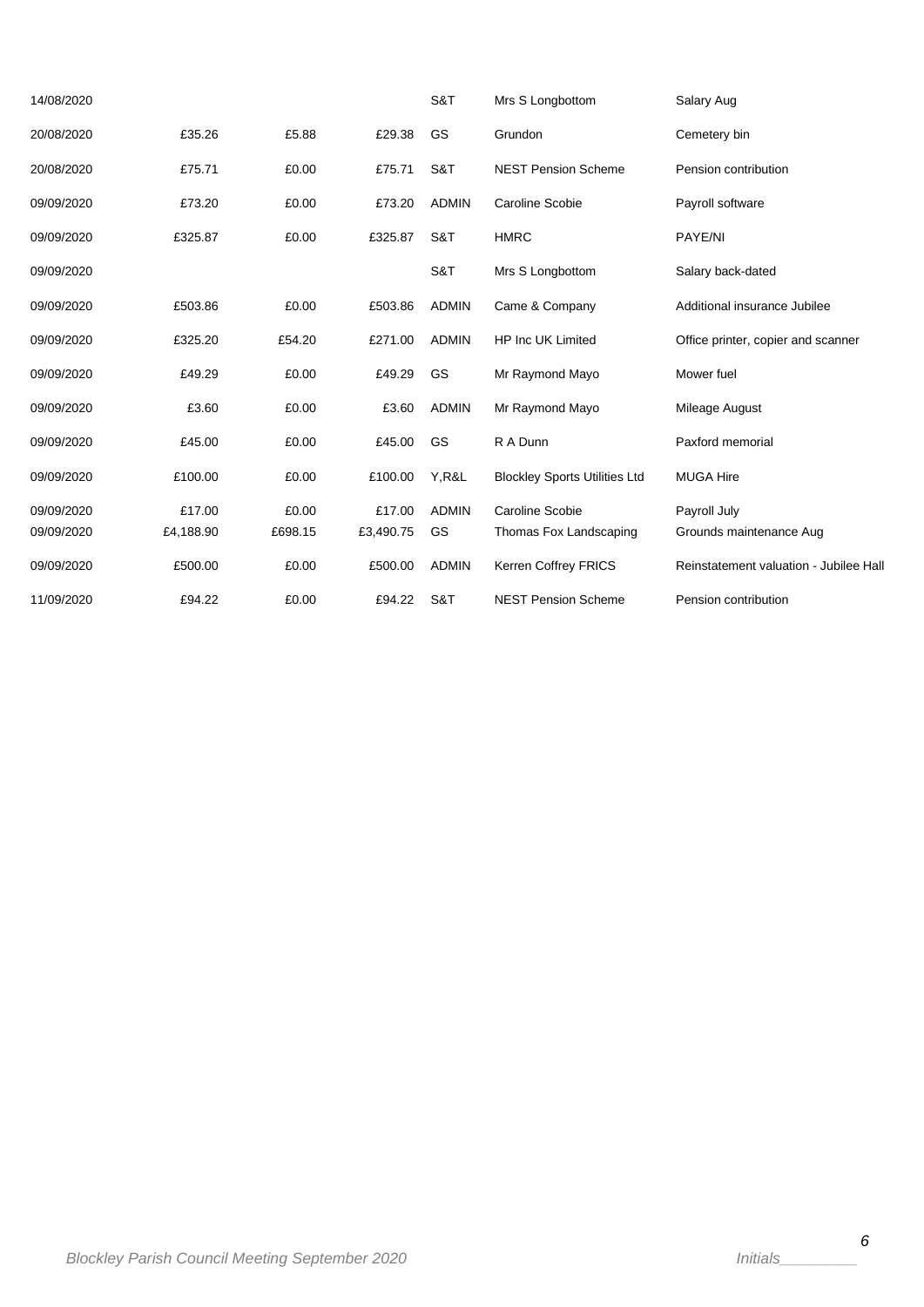| | | | | | | |
|---|---|---|---|---|---|---|
| 14/08/2020 | | | | S&T | Mrs S Longbottom | Salary Aug |
| 20/08/2020 | £35.26 | £5.88 | £29.38 | GS | Grundon | Cemetery bin |
| 20/08/2020 | £75.71 | £0.00 | £75.71 | S&T | NEST Pension Scheme | Pension contribution |
| 09/09/2020 | £73.20 | £0.00 | £73.20 | ADMIN | Caroline Scobie | Payroll software |
| 09/09/2020 | £325.87 | £0.00 | £325.87 | S&T | HMRC | PAYE/NI |
| 09/09/2020 | | | | S&T | Mrs S Longbottom | Salary back-dated |
| 09/09/2020 | £503.86 | £0.00 | £503.86 | ADMIN | Came & Company | Additional insurance Jubilee |
| 09/09/2020 | £325.20 | £54.20 | £271.00 | ADMIN | HP Inc UK Limited | Office printer, copier and scanner |
| 09/09/2020 | £49.29 | £0.00 | £49.29 | GS | Mr Raymond Mayo | Mower fuel |
| 09/09/2020 | £3.60 | £0.00 | £3.60 | ADMIN | Mr Raymond Mayo | Mileage August |
| 09/09/2020 | £45.00 | £0.00 | £45.00 | GS | R A Dunn | Paxford memorial |
| 09/09/2020 | £100.00 | £0.00 | £100.00 | Y,R&L | Blockley Sports Utilities Ltd | MUGA Hire |
| 09/09/2020 | £17.00 | £0.00 | £17.00 | ADMIN | Caroline Scobie | Payroll July |
| 09/09/2020 | £4,188.90 | £698.15 | £3,490.75 | GS | Thomas Fox Landscaping | Grounds maintenance Aug |
| 09/09/2020 | £500.00 | £0.00 | £500.00 | ADMIN | Kerren Coffrey FRICS | Reinstatement valuation - Jubilee Hall |
| 11/09/2020 | £94.22 | £0.00 | £94.22 | S&T | NEST Pension Scheme | Pension contribution |

Initials_________